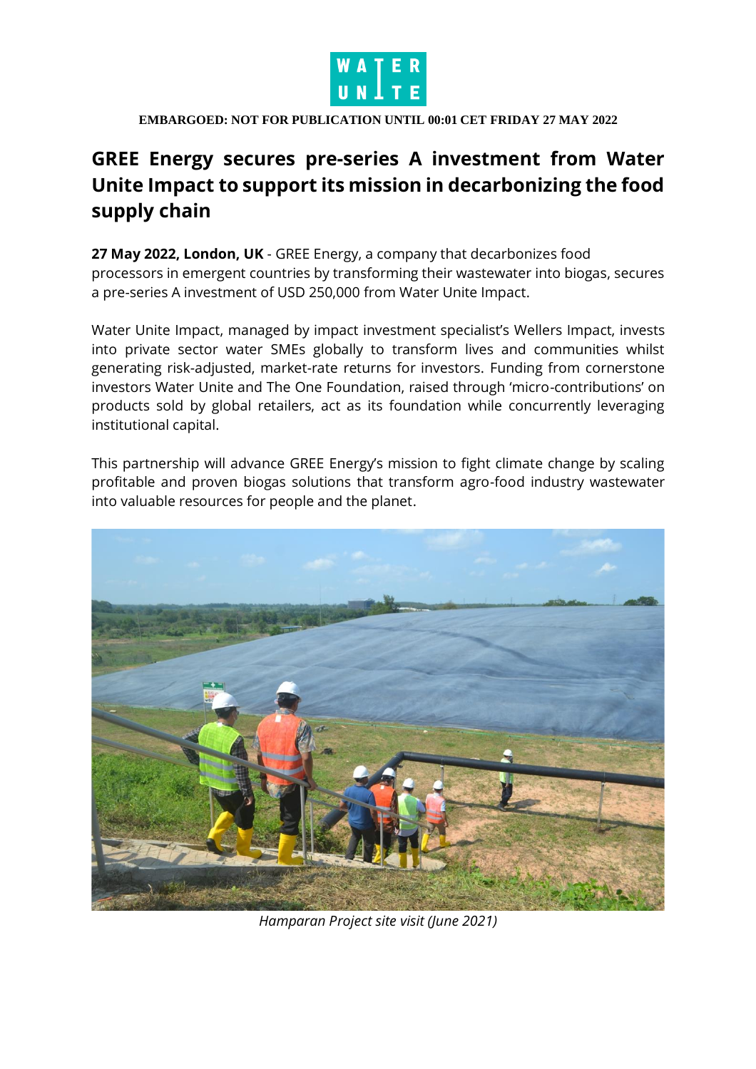**EMBARGOED: NOT FOR PUBLICATION UNTIL 00:01 CET FRIDAY 27 MAY 2022**

# GREE Energy secures pre-series A investment from Water Unite Impact to support its mission in decarbonizing the food supply chain

**27 May 2022, London, UK** - GREE Energy, a company that decarbonizes food processors in emergent countries by transforming their wastewater into biogas, secures a pre-series A investment of USD 250,000 from Water Unite Impact.

Water Unite Impact, managed by impact investment specialist's Wellers Impact, invests into private sector water SMEs globally to transform lives and communities whilst generating risk-adjusted, market-rate returns for investors. Funding from cornerstone investors Water Unite and The One Foundation, raised through 'micro-contributions' on products sold by global retailers, act as its foundation while concurrently leveraging institutional capital.

This partnership will advance GREE Energy's mission to fight climate change by scaling profitable and proven biogas solutions that transform agro-food industry wastewater into valuable resources for people and the planet.

*Hamparan Project site visit (June 2021)*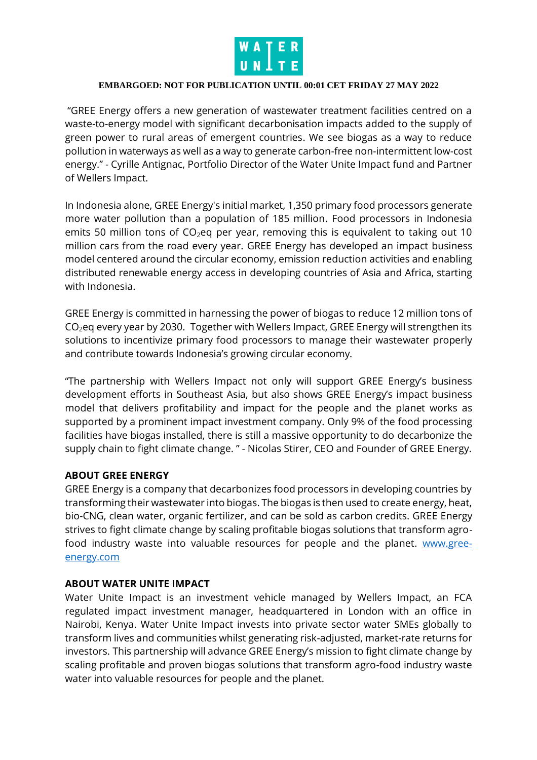**EMBARGOED: NOT FOR PUBLICATION UNTIL 00:01 CET FRIDAY 27 MAY 2022**

"GREE Energy offers a new generation of wastewater treatment facilities centred on a waste-to-energy model with significant decarbonisation impacts added to the supply of green power to rural areas of emergent countries. We see biogas as a way to reduce pollution in waterways as well as a way to generate carbon-free non-intermittent low-cost energy." - Cyrille Antignac, Portfolio Director of the Water Unite Impact fund and Partner of Wellers Impact.

In Indonesia alone, GREE Energy's initial market, 1,350 primary food processors generate more water pollution than a population of 185 million. Food processors in Indonesia emits 50 million tons of $CO_2$eq per year, removing this is equivalent to taking out 10 million cars from the road every year. GREE Energy has developed an impact business model centered around the circular economy, emission reduction activities and enabling distributed renewable energy access in developing countries of Asia and Africa, starting with Indonesia.

GREE Energy is committed in harnessing the power of biogas to reduce 12 million tons of $CO_2$eq every year by 2030. Together with Wellers Impact, GREE Energy will strengthen its solutions to incentivize primary food processors to manage their wastewater properly and contribute towards Indonesia's growing circular economy.

"The partnership with Wellers Impact not only will support GREE Energy's business development efforts in Southeast Asia, but also shows GREE Energy's impact business model that delivers profitability and impact for the people and the planet works as supported by a prominent impact investment company. Only 9% of the food processing facilities have biogas installed, there is still a massive opportunity to do decarbonize the supply chain to fight climate change. " - Nicolas Stirer, CEO and Founder of GREE Energy.

**ABOUT GREE ENERGY**

GREE Energy is a company that decarbonizes food processors in developing countries by transforming their wastewater into biogas. The biogas is then used to create energy, heat, bio-CNG, clean water, organic fertilizer, and can be sold as carbon credits. GREE Energy strives to fight climate change by scaling profitable biogas solutions that transform agro-food industry waste into valuable resources for people and the planet. [www.gree-energy.com](www.gree-energy.com)

**ABOUT WATER UNITE IMPACT**

Water Unite Impact is an investment vehicle managed by Wellers Impact, an FCA regulated impact investment manager, headquartered in London with an office in Nairobi, Kenya. Water Unite Impact invests into private sector water SMEs globally to transform lives and communities whilst generating risk-adjusted, market-rate returns for investors. This partnership will advance GREE Energy's mission to fight climate change by scaling profitable and proven biogas solutions that transform agro-food industry waste water into valuable resources for people and the planet.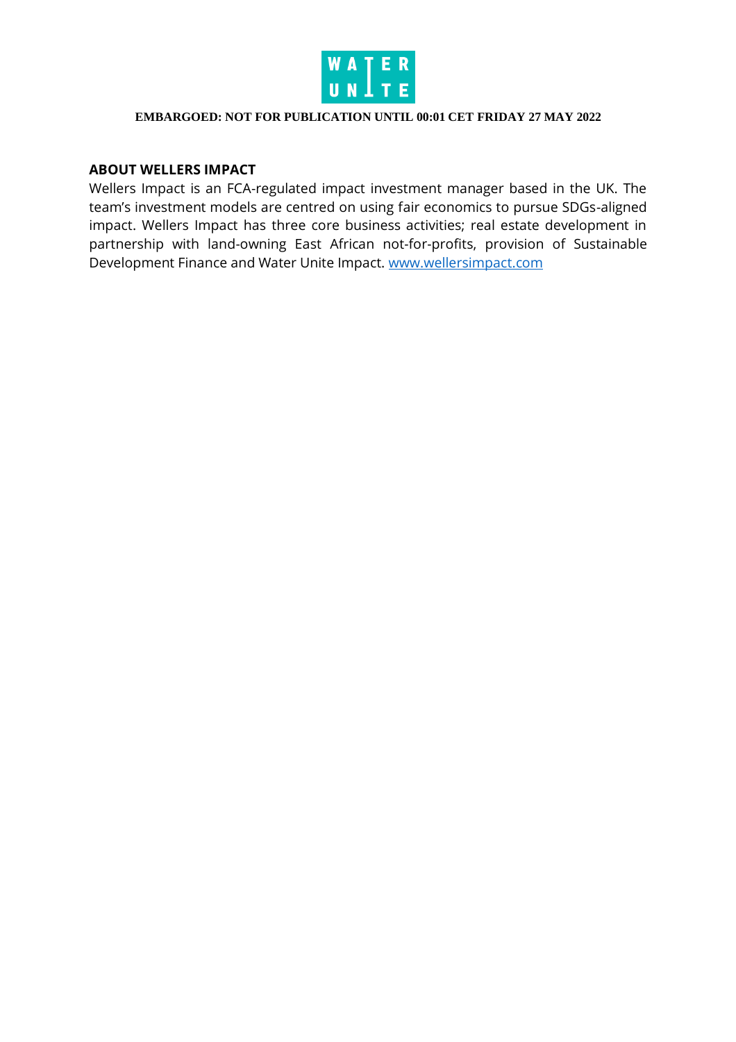**EMBARGOED: NOT FOR PUBLICATION UNTIL 00:01 CET FRIDAY 27 MAY 2022**

## ABOUT WELLERS IMPACT

Wellers Impact is an FCA-regulated impact investment manager based in the UK. The team's investment models are centred on using fair economics to pursue SDGs-aligned impact. Wellers Impact has three core business activities; real estate development in partnership with land-owning East African not-for-profits, provision of Sustainable Development Finance and Water Unite Impact. www.wellersimpact.com